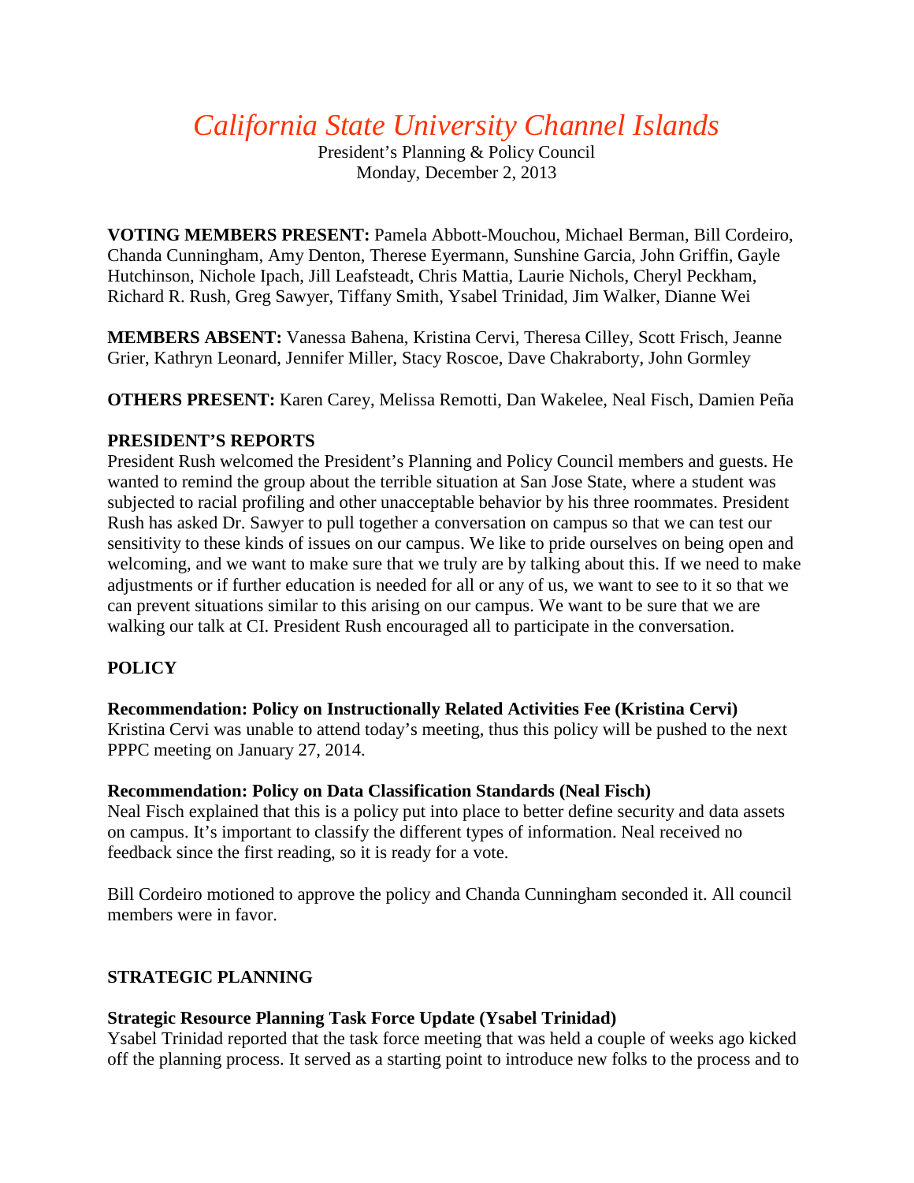# *California State University Channel Islands*

President's Planning & Policy Council
Monday, December 2, 2013

**VOTING MEMBERS PRESENT:** Pamela Abbott-Mouchou, Michael Berman, Bill Cordeiro, Chanda Cunningham, Amy Denton, Therese Eyermann, Sunshine Garcia, John Griffin, Gayle Hutchinson, Nichole Ipach, Jill Leafsteadt, Chris Mattia, Laurie Nichols, Cheryl Peckham, Richard R. Rush, Greg Sawyer, Tiffany Smith, Ysabel Trinidad, Jim Walker, Dianne Wei

**MEMBERS ABSENT:** Vanessa Bahena, Kristina Cervi, Theresa Cilley, Scott Frisch, Jeanne Grier, Kathryn Leonard, Jennifer Miller, Stacy Roscoe, Dave Chakraborty, John Gormley

**OTHERS PRESENT:** Karen Carey, Melissa Remotti, Dan Wakelee, Neal Fisch, Damien Peña

## PRESIDENT'S REPORTS

President Rush welcomed the President's Planning and Policy Council members and guests. He wanted to remind the group about the terrible situation at San Jose State, where a student was subjected to racial profiling and other unacceptable behavior by his three roommates. President Rush has asked Dr. Sawyer to pull together a conversation on campus so that we can test our sensitivity to these kinds of issues on our campus. We like to pride ourselves on being open and welcoming, and we want to make sure that we truly are by talking about this. If we need to make adjustments or if further education is needed for all or any of us, we want to see to it so that we can prevent situations similar to this arising on our campus. We want to be sure that we are walking our talk at CI. President Rush encouraged all to participate in the conversation.

## POLICY

**Recommendation: Policy on Instructionally Related Activities Fee (Kristina Cervi)**
Kristina Cervi was unable to attend today's meeting, thus this policy will be pushed to the next PPPC meeting on January 27, 2014.

**Recommendation: Policy on Data Classification Standards (Neal Fisch)**
Neal Fisch explained that this is a policy put into place to better define security and data assets on campus. It's important to classify the different types of information. Neal received no feedback since the first reading, so it is ready for a vote.

Bill Cordeiro motioned to approve the policy and Chanda Cunningham seconded it. All council members were in favor.

## STRATEGIC PLANNING

**Strategic Resource Planning Task Force Update (Ysabel Trinidad)**
Ysabel Trinidad reported that the task force meeting that was held a couple of weeks ago kicked off the planning process. It served as a starting point to introduce new folks to the process and to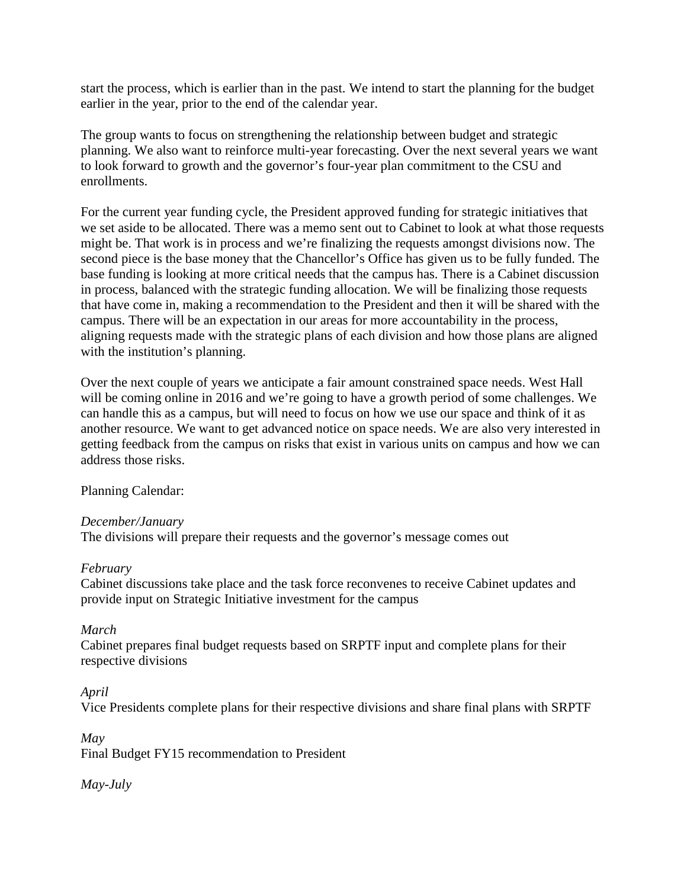start the process, which is earlier than in the past. We intend to start the planning for the budget earlier in the year, prior to the end of the calendar year.

The group wants to focus on strengthening the relationship between budget and strategic planning. We also want to reinforce multi-year forecasting. Over the next several years we want to look forward to growth and the governor's four-year plan commitment to the CSU and enrollments.

For the current year funding cycle, the President approved funding for strategic initiatives that we set aside to be allocated. There was a memo sent out to Cabinet to look at what those requests might be. That work is in process and we're finalizing the requests amongst divisions now. The second piece is the base money that the Chancellor's Office has given us to be fully funded. The base funding is looking at more critical needs that the campus has. There is a Cabinet discussion in process, balanced with the strategic funding allocation. We will be finalizing those requests that have come in, making a recommendation to the President and then it will be shared with the campus. There will be an expectation in our areas for more accountability in the process, aligning requests made with the strategic plans of each division and how those plans are aligned with the institution's planning.

Over the next couple of years we anticipate a fair amount constrained space needs. West Hall will be coming online in 2016 and we're going to have a growth period of some challenges. We can handle this as a campus, but will need to focus on how we use our space and think of it as another resource. We want to get advanced notice on space needs. We are also very interested in getting feedback from the campus on risks that exist in various units on campus and how we can address those risks.

Planning Calendar:

*December/January*
The divisions will prepare their requests and the governor's message comes out

*February*
Cabinet discussions take place and the task force reconvenes to receive Cabinet updates and provide input on Strategic Initiative investment for the campus

*March*
Cabinet prepares final budget requests based on SRPTF input and complete plans for their respective divisions

*April*
Vice Presidents complete plans for their respective divisions and share final plans with SRPTF

*May*
Final Budget FY15 recommendation to President

*May-July*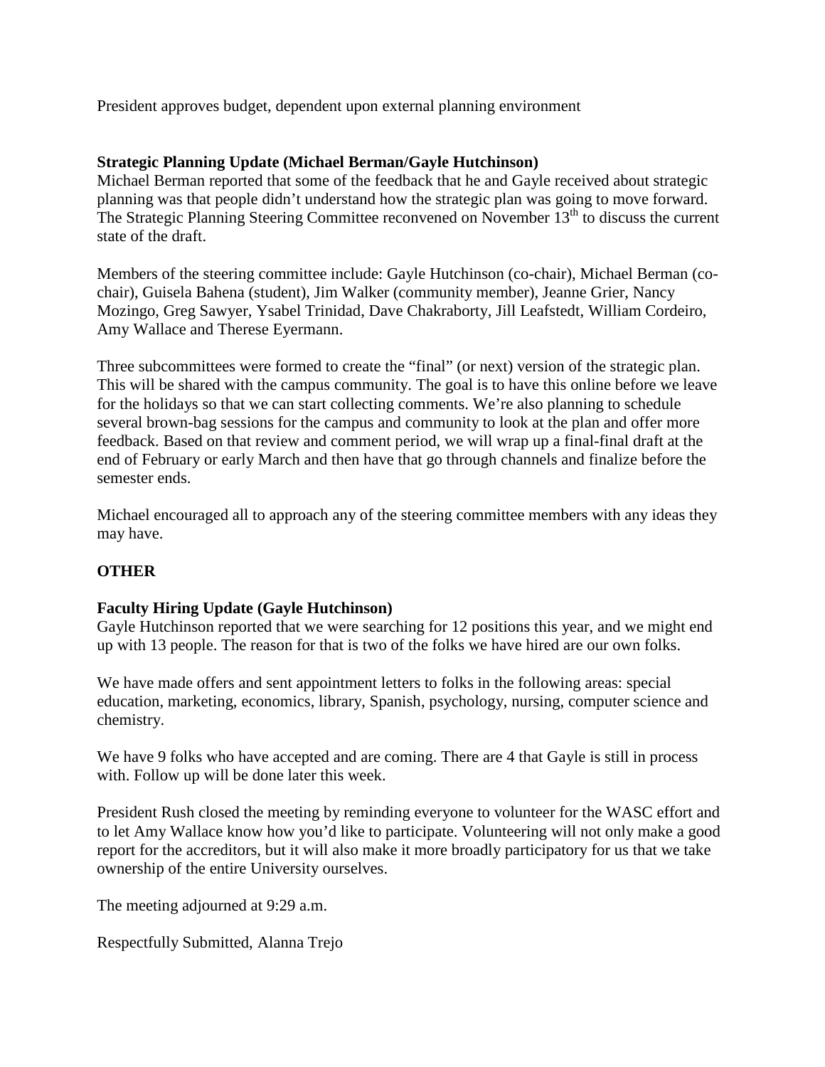President approves budget, dependent upon external planning environment

**Strategic Planning Update (Michael Berman/Gayle Hutchinson)**
Michael Berman reported that some of the feedback that he and Gayle received about strategic planning was that people didn't understand how the strategic plan was going to move forward. The Strategic Planning Steering Committee reconvened on November 13th to discuss the current state of the draft.

Members of the steering committee include: Gayle Hutchinson (co-chair), Michael Berman (co-chair), Guisela Bahena (student), Jim Walker (community member), Jeanne Grier, Nancy Mozingo, Greg Sawyer, Ysabel Trinidad, Dave Chakraborty, Jill Leafstedt, William Cordeiro, Amy Wallace and Therese Eyermann.

Three subcommittees were formed to create the "final" (or next) version of the strategic plan. This will be shared with the campus community. The goal is to have this online before we leave for the holidays so that we can start collecting comments. We're also planning to schedule several brown-bag sessions for the campus and community to look at the plan and offer more feedback. Based on that review and comment period, we will wrap up a final-final draft at the end of February or early March and then have that go through channels and finalize before the semester ends.

Michael encouraged all to approach any of the steering committee members with any ideas they may have.

**OTHER**

**Faculty Hiring Update (Gayle Hutchinson)**
Gayle Hutchinson reported that we were searching for 12 positions this year, and we might end up with 13 people. The reason for that is two of the folks we have hired are our own folks.

We have made offers and sent appointment letters to folks in the following areas: special education, marketing, economics, library, Spanish, psychology, nursing, computer science and chemistry.

We have 9 folks who have accepted and are coming. There are 4 that Gayle is still in process with. Follow up will be done later this week.

President Rush closed the meeting by reminding everyone to volunteer for the WASC effort and to let Amy Wallace know how you'd like to participate. Volunteering will not only make a good report for the accreditors, but it will also make it more broadly participatory for us that we take ownership of the entire University ourselves.

The meeting adjourned at 9:29 a.m.

Respectfully Submitted, Alanna Trejo